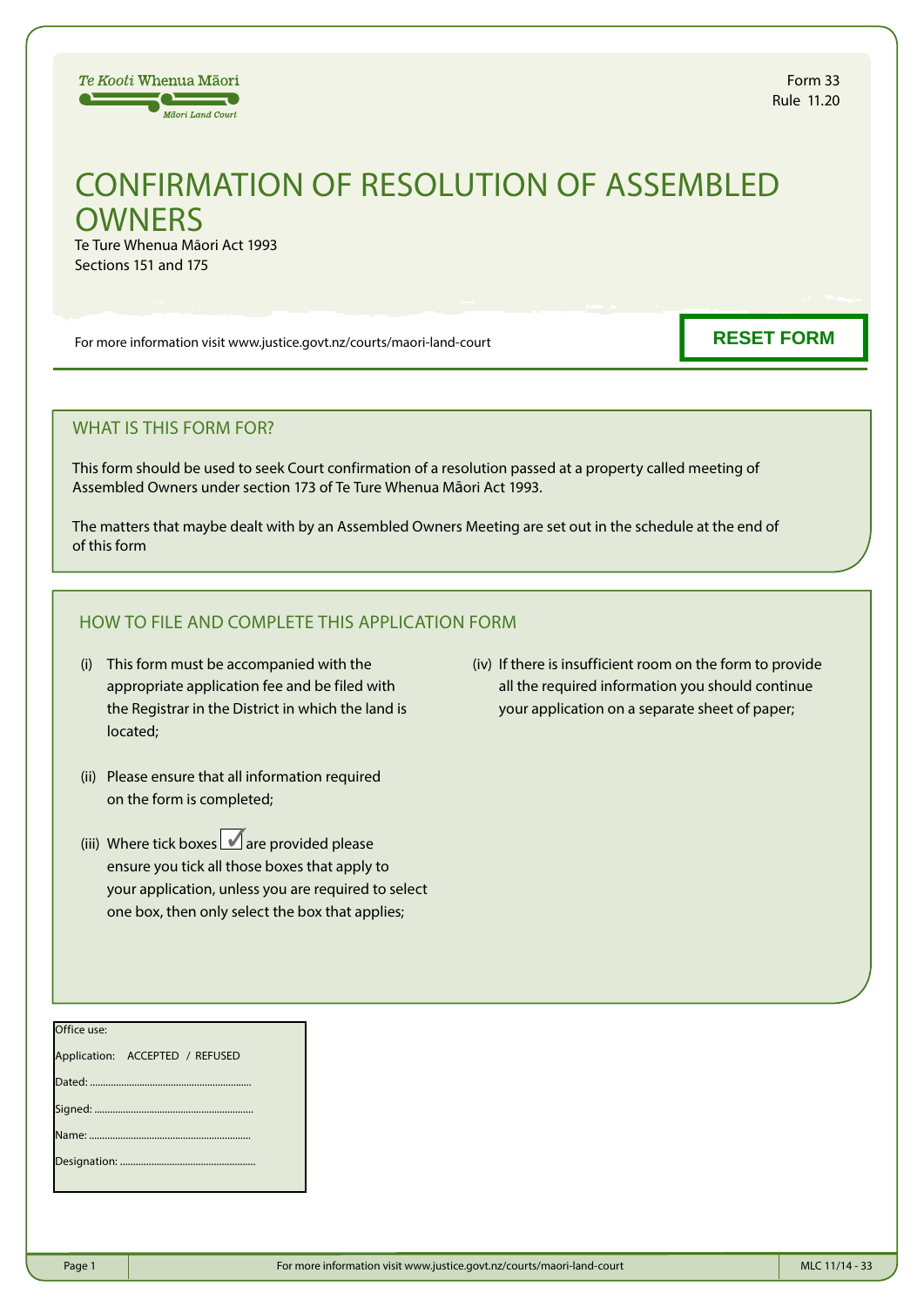Te Kooti Whenua Māori
Māori Land Court

Form 33
Rule 11.20

# CONFIRMATION OF RESOLUTION OF ASSEMBLED OWNERS

Te Ture Whenua Māori Act 1993
Sections 151 and 175

For more information visit www.justice.govt.nz/courts/maori-land-court

RESET FORM

## WHAT IS THIS FORM FOR?

This form should be used to seek Court confirmation of a resolution passed at a property called meeting of Assembled Owners under section 173 of Te Ture Whenua Māori Act 1993.

The matters that maybe dealt with by an Assembled Owners Meeting are set out in the schedule at the end of of this form

## HOW TO FILE AND COMPLETE THIS APPLICATION FORM

(i) This form must be accompanied with the appropriate application fee and be filed with the Registrar in the District in which the land is located;

(ii) Please ensure that all information required on the form is completed;

(iii) Where tick boxes ☑ are provided please ensure you tick all those boxes that apply to your application, unless you are required to select one box, then only select the box that applies;

(iv) If there is insufficient room on the form to provide all the required information you should continue your application on a separate sheet of paper;

Office use:

Application: ACCEPTED / REFUSED

Dated: ..............................................................

Signed: ............................................................

Name: ..............................................................

Designation: ....................................................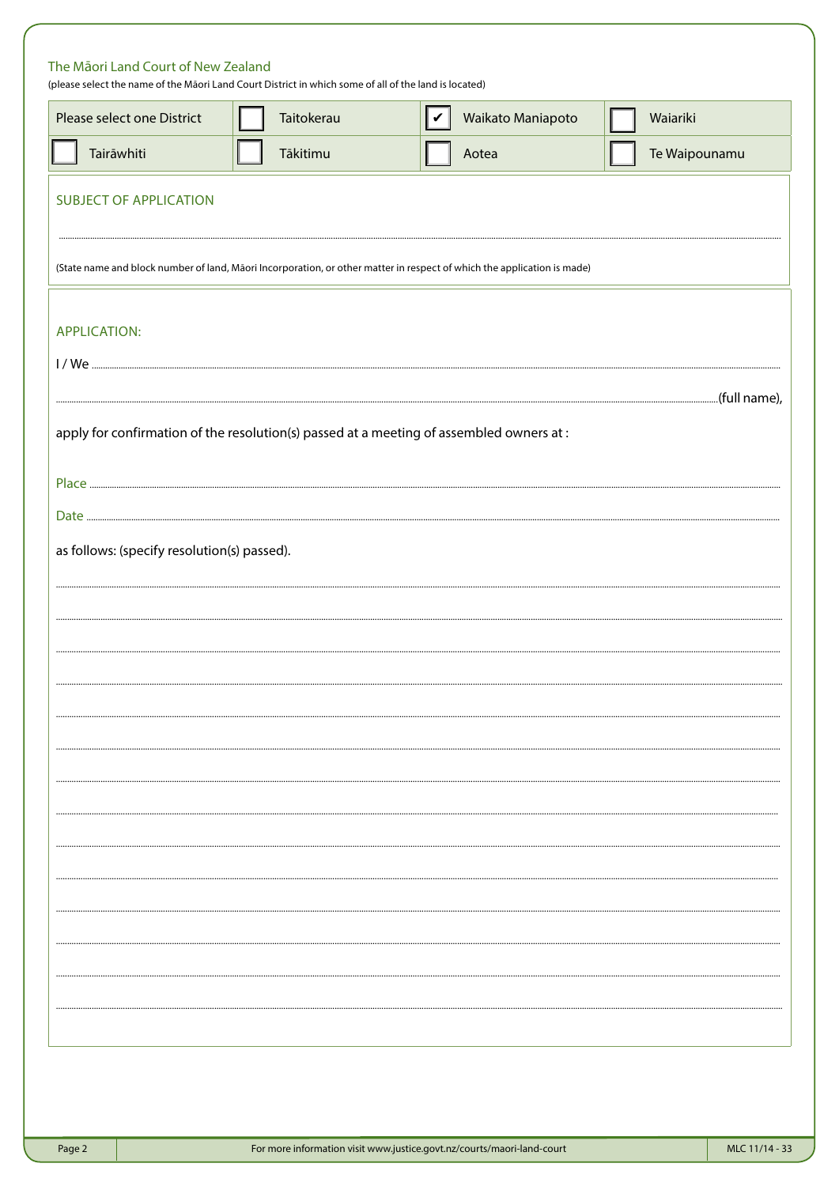The Māori Land Court of New Zealand

(please select the name of the Māori Land Court District in which some of all of the land is located)

| Please select one District | ☐ Taitokerau | ☑ Waikato Maniapoto | ☐ Waiariki |
|---|---|---|---|
| ☐ Tairāwhiti | ☐ Tākitimu | ☐ Aotea | ☐ Te Waipounamu |

## SUBJECT OF APPLICATION

..........................................................................................................................................................................

(State name and block number of land, Māori Incorporation, or other matter in respect of which the application is made)

## APPLICATION:

I / We ..........................................................................................................................................................

..........................................................................................................................................................(full name),

apply for confirmation of the resolution(s) passed at a meeting of assembled owners at :

Place ..........................................................................................................................................................

Date ..........................................................................................................................................................

as follows: (specify resolution(s) passed).

..........................................................................................................................................................................

..........................................................................................................................................................................

..........................................................................................................................................................................

..........................................................................................................................................................................

..........................................................................................................................................................................

..........................................................................................................................................................................

..........................................................................................................................................................................

..........................................................................................................................................................................

..........................................................................................................................................................................

..........................................................................................................................................................................

..........................................................................................................................................................................

..........................................................................................................................................................................

..........................................................................................................................................................................

..........................................................................................................................................................................

For more information visit www.justice.govt.nz/courts/maori-land-court

MLC 11/14 - 33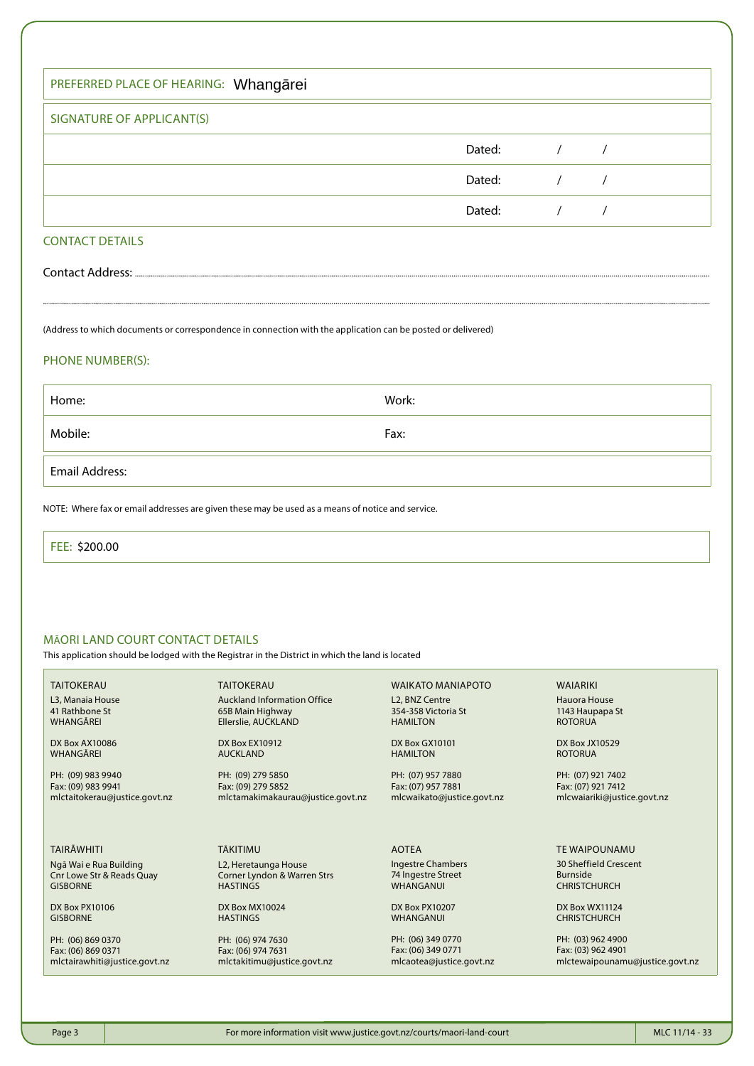| PREFERRED PLACE OF HEARING: Whangārei | |
|---|---|
| **SIGNATURE OF APPLICANT(S)** | |
| | Dated: / / |
| | Dated: / / |
| | Dated: / / |

## CONTACT DETAILS

Contact Address: ..............................................................................................................................................

..............................................................................................................................................

(Address to which documents or correspondence in connection with the application can be posted or delivered)

## PHONE NUMBER(S):

| Home: | Work: |
|---|---|
| Mobile: | Fax: |
| Email Address: | |

NOTE: Where fax or email addresses are given these may be used as a means of notice and service.

| FEE: $200.00 |
|---|

## MĀORI LAND COURT CONTACT DETAILS

This application should be lodged with the Registrar in the District in which the land is located

| TAITOKERAU | TAITOKERAU | WAIKATO MANIAPOTO | WAIARIKI |
|---|---|---|---|
| L3, Manaia House<br>41 Rathbone St<br>WHANGĀREI | Auckland Information Office<br>65B Main Highway<br>Ellerslie, AUCKLAND | L2, BNZ Centre<br>354-358 Victoria St<br>HAMILTON | Hauora House<br>1143 Haupapa St<br>ROTORUA |
| DX Box AX10086<br>WHANGĀREI | DX Box EX10912<br>AUCKLAND | DX Box GX10101<br>HAMILTON | DX Box JX10529<br>ROTORUA |
| PH: (09) 983 9940<br>Fax: (09) 983 9941<br>mlctaitokerau@justice.govt.nz | PH: (09) 279 5850<br>Fax: (09) 279 5852<br>mlctamakimakaurau@justice.govt.nz | PH: (07) 957 7880<br>Fax: (07) 957 7881<br>mlcwaikato@justice.govt.nz | PH: (07) 921 7402<br>Fax: (07) 921 7412<br>mlcwaiariki@justice.govt.nz |
| **TAIRĀWHITI** | **TĀKITIMU** | **AOTEA** | **TE WAIPOUNAMU** |
| Ngā Wai e Rua Building<br>Cnr Lowe Str & Reads Quay<br>GISBORNE | L2, Heretaunga House<br>Corner Lyndon & Warren Strs<br>HASTINGS | Ingestre Chambers<br>74 Ingestre Street<br>WHANGANUI | 30 Sheffield Crescent<br>Burnside<br>CHRISTCHURCH |
| DX Box PX10106<br>GISBORNE | DX Box MX10024<br>HASTINGS | DX Box PX10207<br>WHANGANUI | DX Box WX11124<br>CHRISTCHURCH |
| PH: (06) 869 0370<br>Fax: (06) 869 0371<br>mlctairawhiti@justice.govt.nz | PH: (06) 974 7630<br>Fax: (06) 974 7631<br>mlctakitimu@justice.govt.nz | PH: (06) 349 0770<br>Fax: (06) 349 0771<br>mlcaotea@justice.govt.nz | PH: (03) 962 4900<br>Fax: (03) 962 4901<br>mlctewaipounamu@justice.govt.nz |

For more information visit www.justice.govt.nz/courts/maori-land-court

MLC 11/14 - 33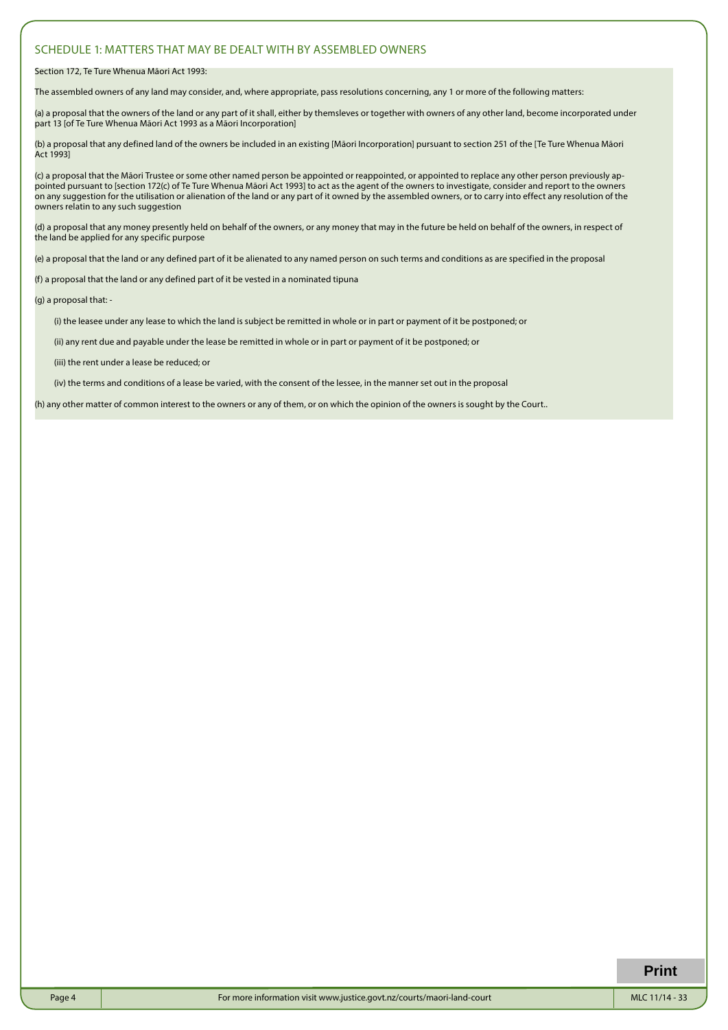## SCHEDULE 1: MATTERS THAT MAY BE DEALT WITH BY ASSEMBLED OWNERS

Section 172, Te Ture Whenua Māori Act 1993:

The assembled owners of any land may consider, and, where appropriate, pass resolutions concerning, any 1 or more of the following matters:

(a) a proposal that the owners of the land or any part of it shall, either by themsleves or together with owners of any other land, become incorporated under part 13 [of Te Ture Whenua Māori Act 1993 as a Māori Incorporation]

(b) a proposal that any defined land of the owners be included in an existing [Māori Incorporation] pursuant to section 251 of the [Te Ture Whenua Māori Act 1993]

(c) a proposal that the Māori Trustee or some other named person be appointed or reappointed, or appointed to replace any other person previously appointed pursuant to [section 172(c) of Te Ture Whenua Māori Act 1993] to act as the agent of the owners to investigate, consider and report to the owners on any suggestion for the utilisation or alienation of the land or any part of it owned by the assembled owners, or to carry into effect any resolution of the owners relatin to any such suggestion

(d) a proposal that any money presently held on behalf of the owners, or any money that may in the future be held on behalf of the owners, in respect of the land be applied for any specific purpose

(e) a proposal that the land or any defined part of it be alienated to any named person on such terms and conditions as are specified in the proposal

(f) a proposal that the land or any defined part of it be vested in a nominated tipuna

(g) a proposal that: -

- (i) the leasee under any lease to which the land is subject be remitted in whole or in part or payment of it be postponed; or
- (ii) any rent due and payable under the lease be remitted in whole or in part or payment of it be postponed; or
- (iii) the rent under a lease be reduced; or
- (iv) the terms and conditions of a lease be varied, with the consent of the lessee, in the manner set out in the proposal

(h) any other matter of common interest to the owners or any of them, or on which the opinion of the owners is sought by the Court..

Print

For more information visit www.justice.govt.nz/courts/maori-land-court

MLC 11/14 - 33